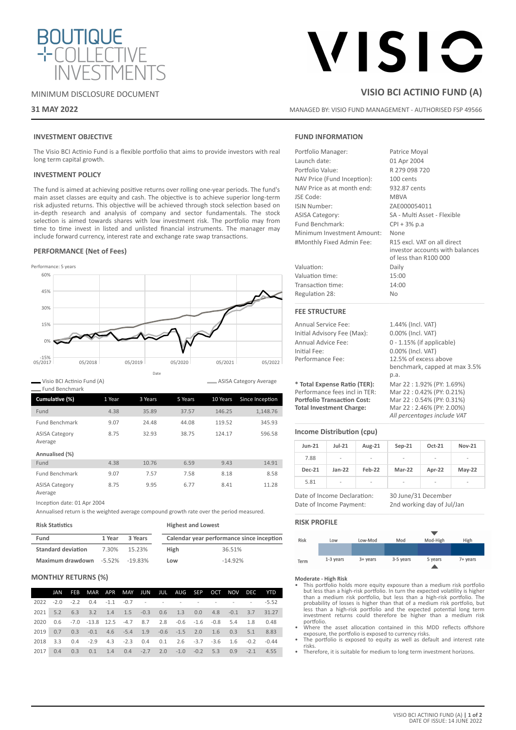BOUTIQUE COLLECTIVE INVESTMENTS

MINIMUM DISCLOSURE DOCUMENT

**31 MAY 2022**

VISIO

## VISIO BCI ACTINIO FUND (A)

MANAGED BY: VISIO FUND MANAGEMENT - AUTHORISED FSP 49566

### INVESTMENT OBJECTIVE

The Visio BCI Actinio Fund is a flexible portfolio that aims to provide investors with real long term capital growth.

### INVESTMENT POLICY

The fund is aimed at achieving positive returns over rolling one-year periods. The fund's main asset classes are equity and cash. The objective is to achieve superior long-term risk adjusted returns. This objective will be achieved through stock selection based on in-depth research and analysis of company and sector fundamentals. The stock selection is aimed towards shares with low investment risk. The portfolio may from time to time invest in listed and unlisted financial instruments. The manager may include forward currency, interest rate and exchange rate swap transactions.

### PERFORMANCE (Net of Fees)

Performance: 5 years

Visio BCI Actinio Fund (A) — Fund Benchmark — ASISA Category Average

| Cumulative (%) | 1 Year | 3 Years | 5 Years | 10 Years | Since Inception |
|---|---|---|---|---|---|
| Fund | 4.38 | 35.89 | 37.57 | 146.25 | 1,148.76 |
| Fund Benchmark | 9.07 | 24.48 | 44.08 | 119.52 | 345.93 |
| ASISA Category Average | 8.75 | 32.93 | 38.75 | 124.17 | 596.58 |
| **Annualised (%)** | | | | | |
| Fund | 4.38 | 10.76 | 6.59 | 9.43 | 14.91 |
| Fund Benchmark | 9.07 | 7.57 | 7.58 | 8.18 | 8.58 |
| ASISA Category Average | 8.75 | 9.95 | 6.77 | 8.41 | 11.28 |

Inception date: 01 Apr 2004

Annualised return is the weighted average compound growth rate over the period measured.

**Risk Statistics**

| Fund | 1 Year | 3 Years |
|---|---|---|
| **Standard deviation** | 7.30% | 15.23% |
| **Maximum drawdown** | -5.52% | -19.83% |

**Highest and Lowest**

| Calendar year performance since inception | |
|---|---|
| **High** | 36.51% |
| **Low** | -14.92% |

### MONTHLY RETURNS (%)

| | JAN | FEB | MAR | APR | MAY | JUN | JUL | AUG | SEP | OCT | NOV | DEC | YTD |
|---|---|---|---|---|---|---|---|---|---|---|---|---|---|
| 2022 | -2.0 | -2.2 | 0.4 | -1.1 | -0.7 | - | - | - | - | - | - | - | -5.52 |
| 2021 | 5.2 | 6.3 | 3.2 | 1.4 | 1.5 | -0.3 | 0.6 | 1.3 | 0.0 | 4.8 | -0.1 | 3.7 | 31.27 |
| 2020 | 0.6 | -7.0 | -13.8 | 12.5 | -4.7 | 8.7 | 2.8 | -0.6 | -1.6 | -0.8 | 5.4 | 1.8 | 0.48 |
| 2019 | 0.7 | 0.3 | -0.1 | 4.6 | -5.4 | 1.9 | -0.6 | -1.5 | 2.0 | 1.6 | 0.3 | 5.1 | 8.83 |
| 2018 | 3.3 | 0.4 | -2.9 | 4.3 | -2.3 | 0.4 | 0.1 | 2.6 | -3.7 | -3.6 | 1.6 | -0.2 | -0.44 |
| 2017 | 0.4 | 0.3 | 0.1 | 1.4 | 0.4 | -2.7 | 2.0 | -1.0 | -0.2 | 5.3 | 0.9 | -2.1 | 4.55 |

### FUND INFORMATION

| | |
|---|---|
| Portfolio Manager: | Patrice Moyal |
| Launch date: | 01 Apr 2004 |
| Portfolio Value: | R 279 098 720 |
| NAV Price (Fund Inception): | 100 cents |
| NAV Price as at month end: | 932.87 cents |
| JSE Code: | MBVA |
| ISIN Number: | ZAE000054011 |
| ASISA Category: | SA - Multi Asset - Flexible |
| Fund Benchmark: | CPI + 3% p.a |
| Minimum Investment Amount: | None |
| #Monthly Fixed Admin Fee: | R15 excl. VAT on all direct investor accounts with balances of less than R100 000 |
| Valuation: | Daily |
| Valuation time: | 15:00 |
| Transaction time: | 14:00 |
| Regulation 28: | No |

### FEE STRUCTURE

| | |
|---|---|
| Annual Service Fee: | 1.44% (Incl. VAT) |
| Initial Advisory Fee (Max): | 0.00% (Incl. VAT) |
| Annual Advice Fee: | 0 - 1.15% (if applicable) |
| Initial Fee: | 0.00% (Incl. VAT) |
| Performance Fee: | 12.5% of excess above benchmark, capped at max 3.5% p.a. |
| **\* Total Expense Ratio (TER):** | Mar 22 : 1.92% (PY: 1.69%) |
| Performance fees incl in TER: | Mar 22 : 0.42% (PY: 0.21%) |
| **Portfolio Transaction Cost:** | Mar 22 : 0.54% (PY: 0.31%) |
| **Total Investment Charge:** | Mar 22 : 2.46% (PY: 2.00%) |

*All percentages include VAT*

### Income Distribution (cpu)

| Jun-21 | Jul-21 | Aug-21 | Sep-21 | Oct-21 | Nov-21 |
|---|---|---|---|---|---|
| 7.88 | - | - | - | - | - |
| **Dec-21** | **Jan-22** | **Feb-22** | **Mar-22** | **Apr-22** | **May-22** |
| 5.81 | - | - | - | - | - |

| | |
|---|---|
| Date of Income Declaration: | 30 June/31 December |
| Date of Income Payment: | 2nd working day of Jul/Jan |

### RISK PROFILE

| Risk | Low | Low-Mod | Mod | Mod-High | High |
|---|---|---|---|---|---|
| Term | 1-3 years | 3+ years | 3-5 years | 5 years | 7+ years |

**Moderate - High Risk**

- This portfolio holds more equity exposure than a medium risk portfolio but less than a high-risk portfolio. In turn the expected volatility is higher than a medium risk portfolio, but less than a high-risk portfolio. The probability of losses is higher than that of a medium risk portfolio, but less than a high-risk portfolio and the expected potential long term investment returns could therefore be higher than a medium risk portfolio.
- Where the asset allocation contained in this MDD reflects offshore exposure, the portfolio is exposed to currency risks.
- The portfolio is exposed to equity as well as default and interest rate risks.
- Therefore, it is suitable for medium to long term investment horizons.

DATE OF ISSUE: 14 JUNE 2022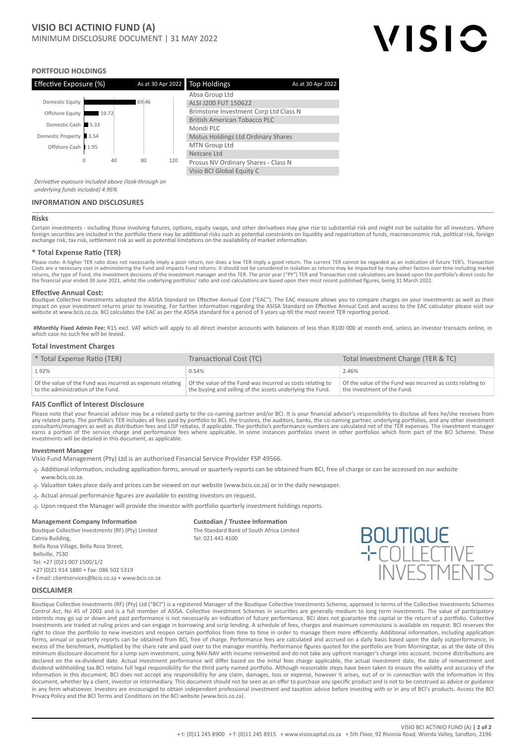# VISIO BCI ACTINIO FUND (A)

MINIMUM DISCLOSURE DOCUMENT | 31 MAY 2022

VISIO

## PORTFOLIO HOLDINGS

**Effective Exposure (%)** As at 30 Apr 2022

Domestic Equity 69.46
Offshore Equity 19.72
Domestic Cash 5.33
Domestic Property 3.54
Offshore Cash 1.95
0 40 80 120

*Derivative exposure included above (look-through on underlying funds included) 4.96%*

| Top Holdings | As at 30 Apr 2022 |
|---|---|
| Absa Group Ltd | |
| ALSI J200 FUT 150622 | |
| Brimstone Investment Corp Ltd Class N | |
| British American Tobacco PLC | |
| Mondi PLC | |
| Motus Holdings Ltd Ordinary Shares | |
| MTN Group Ltd | |
| Netcare Ltd | |
| Prosus NV Ordinary Shares - Class N | |
| Visio BCI Global Equity C | |

## INFORMATION AND DISCLOSURES

### Risks

Certain investments - including those involving futures, options, equity swaps, and other derivatives may give rise to substantial risk and might not be suitable for all investors. Where foreign securities are included in the portfolio there may be additional risks such as potential constraints on liquidity and repatriation of funds, macroeconomic risk, political risk, foreign exchange risk, tax risk, settlement risk as well as potential limitations on the availability of market information.

### * Total Expense Ratio (TER)

Please note: A higher TER ratio does not necessarily imply a poor return, nor does a low TER imply a good return. The current TER cannot be regarded as an indication of future TER's. Transaction Costs are a necessary cost in administering the Fund and impacts Fund returns. It should not be considered in isolation as returns may be impacted by many other factors over time including market returns, the type of Fund, the investment decisions of the investment manager and the TER. The prior year ("PY") TER and Transaction cost calculations are based upon the portfolio's direct costs for the financial year ended 30 June 2021, whilst the underlying portfolios' ratio and cost calculations are based upon their most recent published figures, being 31 March 2022.

### Effective Annual Cost:

Boutique Collective Investments adopted the ASISA Standard on Effective Annual Cost ("EAC"). The EAC measure allows you to compare charges on your investments as well as their impact on your investment returns prior to investing. For further information regarding the ASISA Standard on Effective Annual Cost and access to the EAC calculator please visit our website at www.bcis.co.za. BCI calculates the EAC as per the ASISA standard for a period of 3 years up till the most recent TER reporting period.

**#Monthly Fixed Admin Fee:** R15 excl. VAT which will apply to all direct investor accounts with balances of less than R100 000 at month end, unless an investor transacts online, in which case no such fee will be levied.

### Total Investment Charges

| * Total Expense Ratio (TER) | Transactional Cost (TC) | Total Investment Charge (TER & TC) |
|---|---|---|
| 1.92% | 0.54% | 2.46% |
| Of the value of the Fund was incurred as expenses relating to the administration of the Fund. | Of the value of the Fund was incurred as costs relating to the buying and selling of the assets underlying the Fund. | Of the value of the Fund was incurred as costs relating to the investment of the Fund. |

### FAIS Conflict of Interest Disclosure

Please note that your financial advisor may be a related party to the co-naming partner and/or BCI. It is your financial advisor's responsibility to disclose all fees he/she receives from any related party. The portfolio's TER includes all fees paid by portfolio to BCI, the trustees, the auditors, banks, the co-naming partner, underlying portfolios, and any other investment consultants/managers as well as distribution fees and LISP rebates, if applicable. The portfolio's performance numbers are calculated net of the TER expenses. The investment manager earns a portion of the service charge and performance fees where applicable. In some instances portfolios invest in other portfolios which form part of the BCI Scheme. These investments will be detailed in this document, as applicable.

### Investment Manager

Visio Fund Management (Pty) Ltd is an authorised Financial Service Provider FSP 49566.

- Additional information, including application forms, annual or quarterly reports can be obtained from BCI, free of charge or can be accessed on our website www.bcis.co.za.
- Valuation takes place daily and prices can be viewed on our website (www.bcis.co.za) or in the daily newspaper.
- Actual annual performance figures are available to existing investors on request.
- Upon request the Manager will provide the investor with portfolio quarterly investment holdings reports.

**Management Company Information**

Boutique Collective Investments (RF) (Pty) Limited
Catnia Building,
Bella Rosa Village, Bella Rosa Street,
Bellville, 7530
Tel: +27 (0)21 007 1500/1/2
+27 (0)21 914 1880 + Fax: 086 502 5319
+ Email: clientservices@bcis.co.za + www.bcis.co.za

**Custodian / Trustee Information**

The Standard Bank of South Africa Limited
Tel: 021 441 4100

BOUTIQUE COLLECTIVE INVESTMENTS

## DISCLAIMER

Boutique Collective Investments (RF) (Pty) Ltd ("BCI") is a registered Manager of the Boutique Collective Investments Scheme, approved in terms of the Collective Investments Schemes Control Act, No 45 of 2002 and is a full member of ASISA. Collective Investment Schemes in securities are generally medium to long term investments. The value of participatory interests may go up or down and past performance is not necessarily an indication of future performance. BCI does not guarantee the capital or the return of a portfolio. Collective Investments are traded at ruling prices and can engage in borrowing and scrip lending. A schedule of fees, charges and maximum commissions is available on request. BCI reserves the right to close the portfolio to new investors and reopen certain portfolios from time to time in order to manage them more efficiently. Additional information, including application forms, annual or quarterly reports can be obtained from BCI, free of charge. Performance fees are calculated and accrued on a daily basis based upon the daily outperformance, in excess of the benchmark, multiplied by the share rate and paid over to the manager monthly. Performance figures quoted for the portfolio are from Morningstar, as at the date of this minimum disclosure document for a lump sum investment, using NAV-NAV with income reinvested and do not take any upfront manager's charge into account. Income distributions are declared on the ex-dividend date. Actual investment performance will differ based on the initial fees charge applicable, the actual investment date, the date of reinvestment and dividend withholding tax.BCI retains full legal responsibility for the third party named portfolio. Although reasonable steps have been taken to ensure the validity and accuracy of the information in this document, BCI does not accept any responsibility for any claim, damages, loss or expense, however it arises, out of or in connection with the information in this document, whether by a client, investor or intermediary. This document should not be seen as an offer to purchase any specific product and is not to be construed as advice or guidance in any form whatsoever. Investors are encouraged to obtain independent professional investment and taxation advice before investing with or in any of BCI's products. Access the BCI Privacy Policy and the BCI Terms and Conditions on the BCI website (www.bcis.co.za).

+ t: (0)11 245 8900 + f: (0)11 245 8915 + www.visiocapital.co.za + 5th Floor, 92 Rivonia Road, Wierda Valley, Sandton, 2196